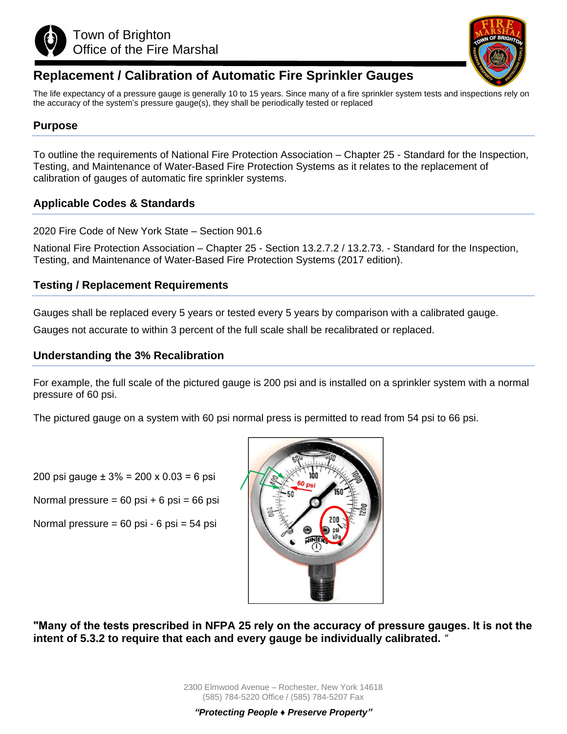Town of Brighton
Office of the Fire Marshal

# Replacement / Calibration of Automatic Fire Sprinkler Gauges

The life expectancy of a pressure gauge is generally 10 to 15 years. Since many of a fire sprinkler system tests and inspections rely on the accuracy of the system's pressure gauge(s), they shall be periodically tested or replaced

## Purpose

To outline the requirements of National Fire Protection Association – Chapter 25 - Standard for the Inspection, Testing, and Maintenance of Water-Based Fire Protection Systems as it relates to the replacement of calibration of gauges of automatic fire sprinkler systems.

## Applicable Codes & Standards

2020 Fire Code of New York State – Section 901.6

National Fire Protection Association – Chapter 25 - Section 13.2.7.2 / 13.2.73. - Standard for the Inspection, Testing, and Maintenance of Water-Based Fire Protection Systems (2017 edition).

## Testing / Replacement Requirements

Gauges shall be replaced every 5 years or tested every 5 years by comparison with a calibrated gauge.

Gauges not accurate to within 3 percent of the full scale shall be recalibrated or replaced.

## Understanding the 3% Recalibration

For example, the full scale of the pictured gauge is 200 psi and is installed on a sprinkler system with a normal pressure of 60 psi.

The pictured gauge on a system with 60 psi normal press is permitted to read from 54 psi to 66 psi.

200 psi gauge ± 3% = 200 x 0.03 = 6 psi

Normal pressure = 60 psi + 6 psi = 66 psi

Normal pressure = 60 psi - 6 psi = 54 psi

**"Many of the tests prescribed in NFPA 25 rely on the accuracy of pressure gauges. It is not the intent of 5.3.2 to require that each and every gauge be individually calibrated.** "

2300 Elmwood Avenue – Rochester, New York 14618
(585) 784-5220 Office / (585) 784-5207 Fax

***"Protecting People ♦ Preserve Property"***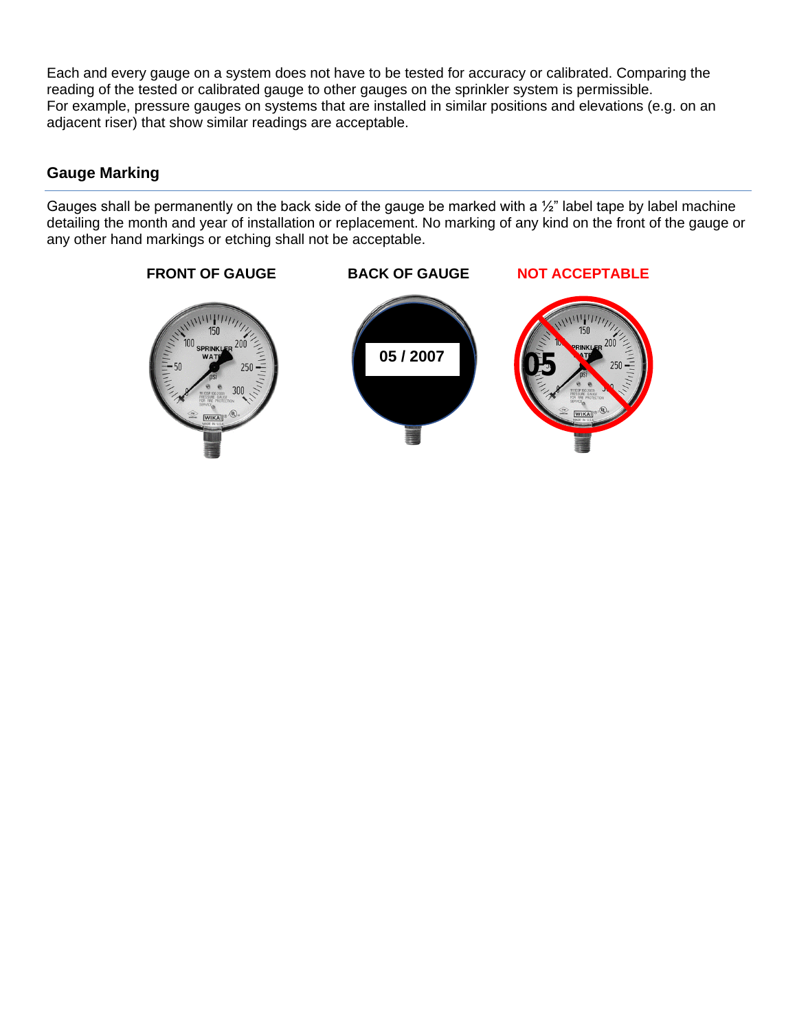Each and every gauge on a system does not have to be tested for accuracy or calibrated. Comparing the reading of the tested or calibrated gauge to other gauges on the sprinkler system is permissible.
For example, pressure gauges on systems that are installed in similar positions and elevations (e.g. on an adjacent riser) that show similar readings are acceptable.

## Gauge Marking

Gauges shall be permanently on the back side of the gauge be marked with a ½" label tape by label machine detailing the month and year of installation or replacement. No marking of any kind on the front of the gauge or any other hand markings or etching shall not be acceptable.

**FRONT OF GAUGE** **BACK OF GAUGE** **NOT ACCEPTABLE**

05 / 2007